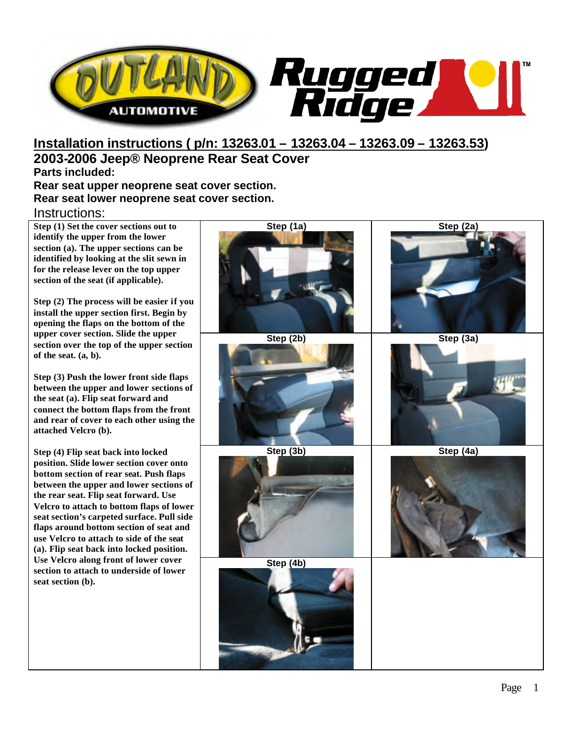# Installation instructions ( p/n: 13263.01 – 13263.04 – 13263.09 – 13263.53)

## 2003-2006 Jeep® Neoprene Rear Seat Cover

**Parts included:**

**Rear seat upper neoprene seat cover section.**

**Rear seat lower neoprene seat cover section.**

Instructions:

**Step (1) Set the cover sections out to identify the upper from the lower section (a). The upper sections can be identified by looking at the slit sewn in for the release lever on the top upper section of the seat (if applicable).**

**Step (2) The process will be easier if you install the upper section first. Begin by opening the flaps on the bottom of the upper cover section. Slide the upper section over the top of the upper section of the seat. (a, b).**

**Step (3) Push the lower front side flaps between the upper and lower sections of the seat (a). Flip seat forward and connect the bottom flaps from the front and rear of cover to each other using the attached Velcro (b).**

**Step (4) Flip seat back into locked position. Slide lower section cover onto bottom section of rear seat. Push flaps between the upper and lower sections of the rear seat. Flip seat forward. Use Velcro to attach to bottom flaps of lower seat section's carpeted surface. Pull side flaps around bottom section of seat and use Velcro to attach to side of the seat (a). Flip seat back into locked position. Use Velcro along front of lower cover section to attach to underside of lower seat section (b).**

**Step (1a)**

**Step (2a)**

**Step (2b)**

**Step (3a)**

**Step (3b)**

**Step (4a)**

**Step (4b)**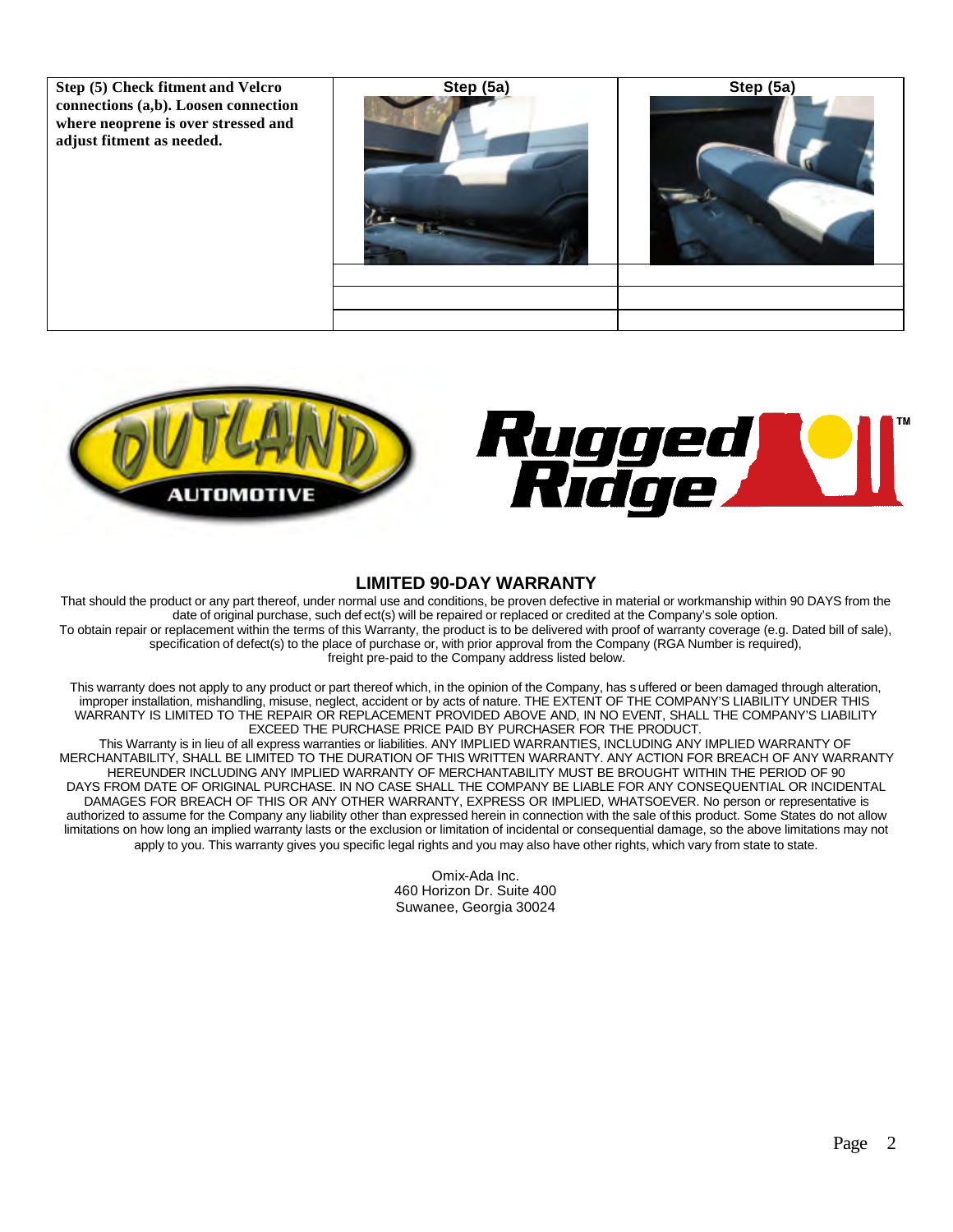| Step (5) Check fitment and Velcro connections (a,b). Loosen connection where neoprene is over stressed and adjust fitment as needed. | Step (5a) | Step (5a) |
|---|---|---|
| | | |
| | | |
| | | |

## LIMITED 90-DAY WARRANTY

That should the product or any part thereof, under normal use and conditions, be proven defective in material or workmanship within 90 DAYS from the date of original purchase, such def ect(s) will be repaired or replaced or credited at the Company's sole option.
To obtain repair or replacement within the terms of this Warranty, the product is to be delivered with proof of warranty coverage (e.g. Dated bill of sale), specification of defect(s) to the place of purchase or, with prior approval from the Company (RGA Number is required), freight pre-paid to the Company address listed below.

This warranty does not apply to any product or part thereof which, in the opinion of the Company, has s uffered or been damaged through alteration, improper installation, mishandling, misuse, neglect, accident or by acts of nature. THE EXTENT OF THE COMPANY'S LIABILITY UNDER THIS WARRANTY IS LIMITED TO THE REPAIR OR REPLACEMENT PROVIDED ABOVE AND, IN NO EVENT, SHALL THE COMPANY'S LIABILITY EXCEED THE PURCHASE PRICE PAID BY PURCHASER FOR THE PRODUCT.
This Warranty is in lieu of all express warranties or liabilities. ANY IMPLIED WARRANTIES, INCLUDING ANY IMPLIED WARRANTY OF MERCHANTABILITY, SHALL BE LIMITED TO THE DURATION OF THIS WRITTEN WARRANTY. ANY ACTION FOR BREACH OF ANY WARRANTY HEREUNDER INCLUDING ANY IMPLIED WARRANTY OF MERCHANTABILITY MUST BE BROUGHT WITHIN THE PERIOD OF 90 DAYS FROM DATE OF ORIGINAL PURCHASE. IN NO CASE SHALL THE COMPANY BE LIABLE FOR ANY CONSEQUENTIAL OR INCIDENTAL DAMAGES FOR BREACH OF THIS OR ANY OTHER WARRANTY, EXPRESS OR IMPLIED, WHATSOEVER. No person or representative is authorized to assume for the Company any liability other than expressed herein in connection with the sale of this product. Some States do not allow limitations on how long an implied warranty lasts or the exclusion or limitation of incidental or consequential damage, so the above limitations may not apply to you. This warranty gives you specific legal rights and you may also have other rights, which vary from state to state.

Omix-Ada Inc.
460 Horizon Dr. Suite 400
Suwanee, Georgia 30024